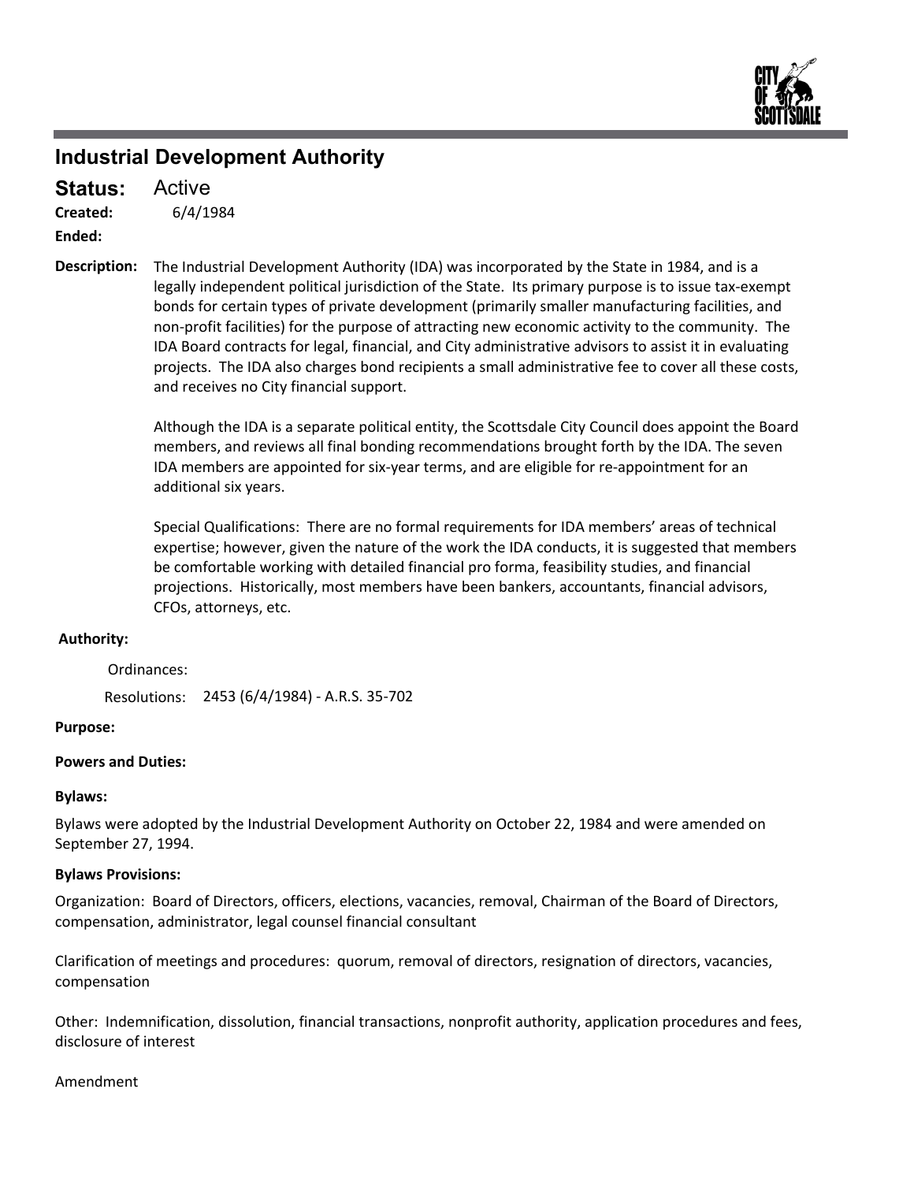# Industrial Development Authority

**Status:** Active

**Created:** 6/4/1984

**Ended:**

**Description:** The Industrial Development Authority (IDA) was incorporated by the State in 1984, and is a legally independent political jurisdiction of the State. Its primary purpose is to issue tax-exempt bonds for certain types of private development (primarily smaller manufacturing facilities, and non-profit facilities) for the purpose of attracting new economic activity to the community. The IDA Board contracts for legal, financial, and City administrative advisors to assist it in evaluating projects. The IDA also charges bond recipients a small administrative fee to cover all these costs, and receives no City financial support.

Although the IDA is a separate political entity, the Scottsdale City Council does appoint the Board members, and reviews all final bonding recommendations brought forth by the IDA. The seven IDA members are appointed for six-year terms, and are eligible for re-appointment for an additional six years.

Special Qualifications: There are no formal requirements for IDA members' areas of technical expertise; however, given the nature of the work the IDA conducts, it is suggested that members be comfortable working with detailed financial pro forma, feasibility studies, and financial projections. Historically, most members have been bankers, accountants, financial advisors, CFOs, attorneys, etc.

**Authority:**

Ordinances:

Resolutions: 2453 (6/4/1984) - A.R.S. 35-702

**Purpose:**

**Powers and Duties:**

**Bylaws:**

Bylaws were adopted by the Industrial Development Authority on October 22, 1984 and were amended on September 27, 1994.

**Bylaws Provisions:**

Organization: Board of Directors, officers, elections, vacancies, removal, Chairman of the Board of Directors, compensation, administrator, legal counsel financial consultant

Clarification of meetings and procedures: quorum, removal of directors, resignation of directors, vacancies, compensation

Other: Indemnification, dissolution, financial transactions, nonprofit authority, application procedures and fees, disclosure of interest

Amendment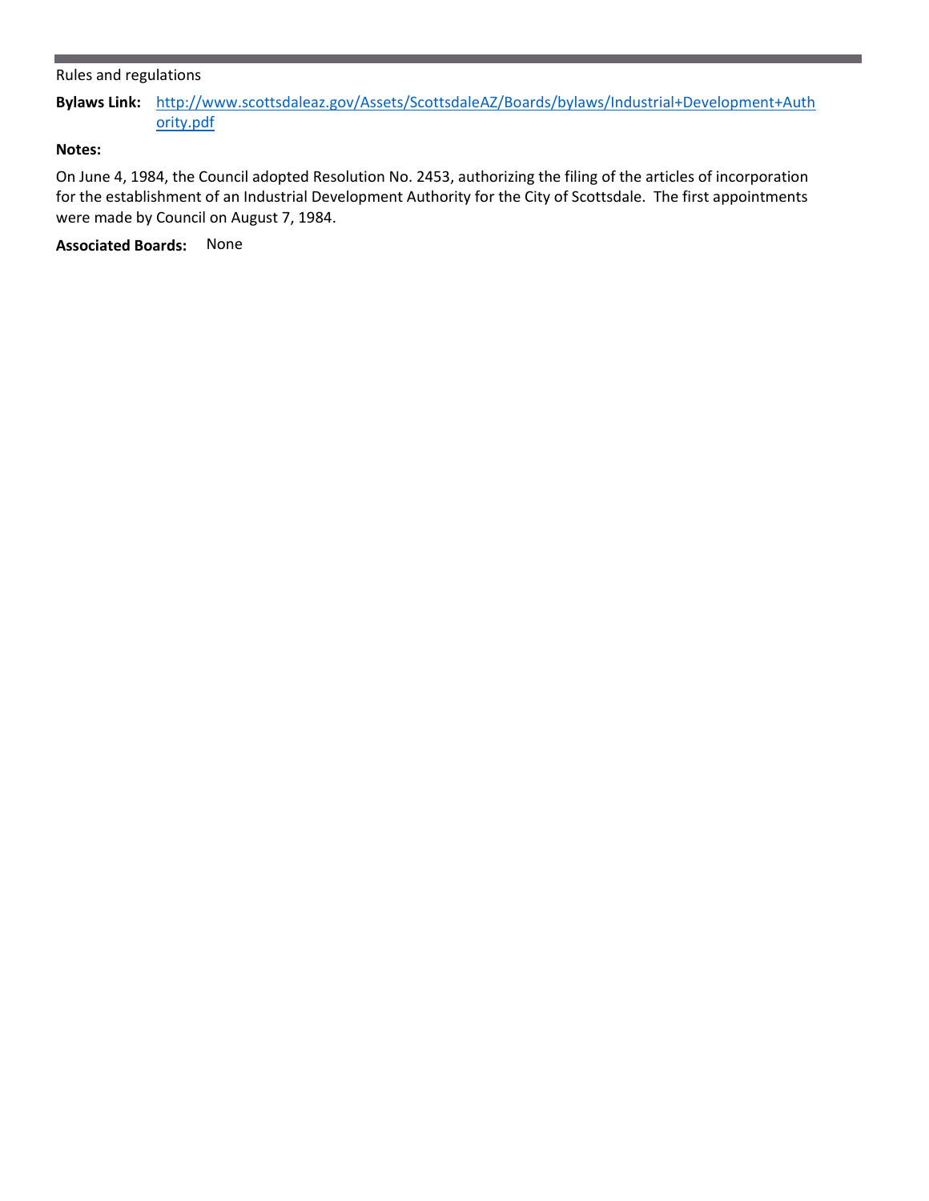Rules and regulations

**Bylaws Link:** [http://www.scottsdaleaz.gov/Assets/ScottsdaleAZ/Boards/bylaws/Industrial+Development+Authority.pdf](http://www.scottsdaleaz.gov/Assets/ScottsdaleAZ/Boards/bylaws/Industrial+Development+Authority.pdf)

**Notes:**

On June 4, 1984, the Council adopted Resolution No. 2453, authorizing the filing of the articles of incorporation for the establishment of an Industrial Development Authority for the City of Scottsdale. The first appointments were made by Council on August 7, 1984.

**Associated Boards:** None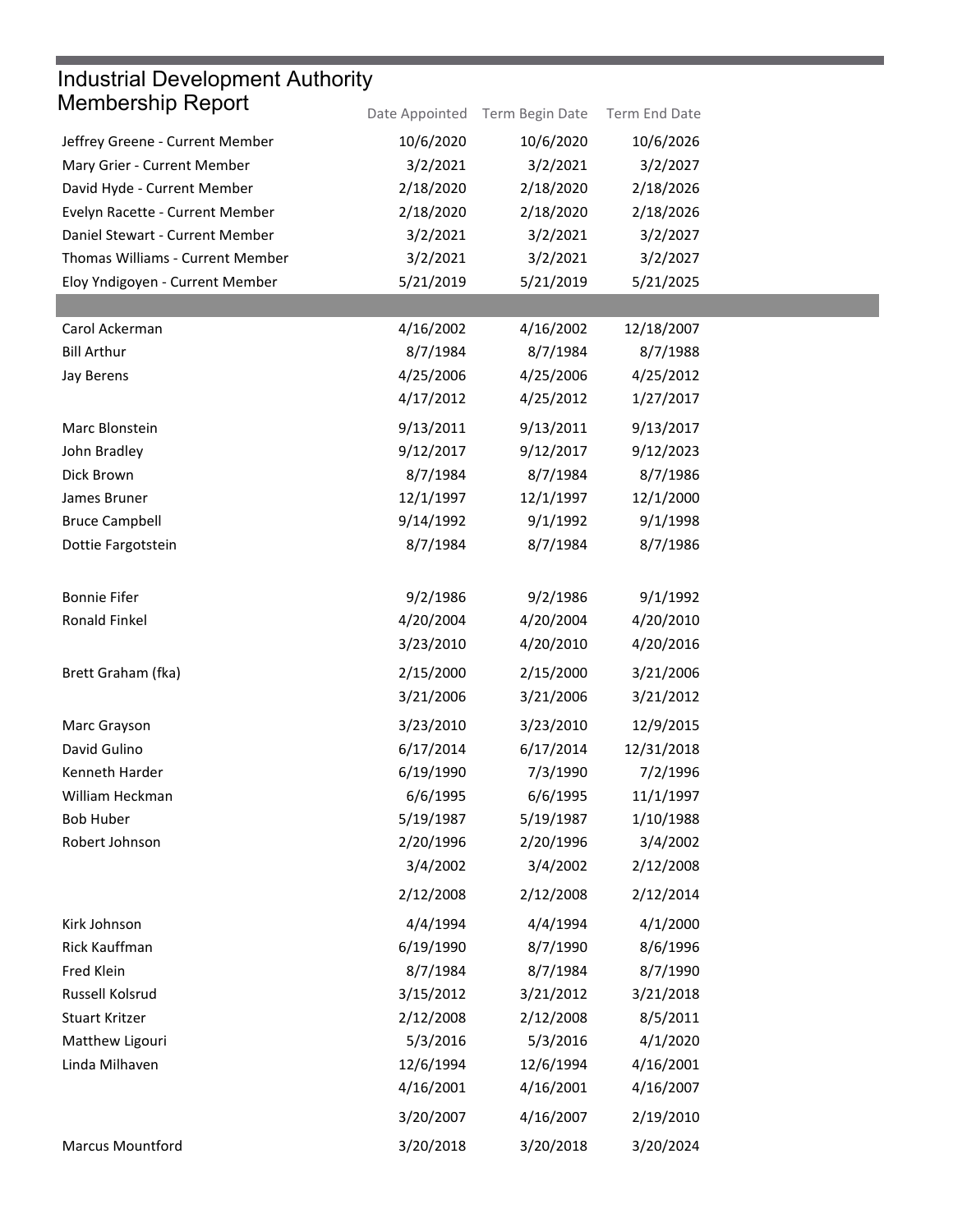# Industrial Development Authority Membership Report

| | Date Appointed | Term Begin Date | Term End Date |
|---|---|---|---|
| Jeffrey Greene - Current Member | 10/6/2020 | 10/6/2020 | 10/6/2026 |
| Mary Grier - Current Member | 3/2/2021 | 3/2/2021 | 3/2/2027 |
| David Hyde - Current Member | 2/18/2020 | 2/18/2020 | 2/18/2026 |
| Evelyn Racette - Current Member | 2/18/2020 | 2/18/2020 | 2/18/2026 |
| Daniel Stewart - Current Member | 3/2/2021 | 3/2/2021 | 3/2/2027 |
| Thomas Williams - Current Member | 3/2/2021 | 3/2/2021 | 3/2/2027 |
| Eloy Yndigoyen - Current Member | 5/21/2019 | 5/21/2019 | 5/21/2025 |
| | | | |
| Carol Ackerman | 4/16/2002 | 4/16/2002 | 12/18/2007 |
| Bill Arthur | 8/7/1984 | 8/7/1984 | 8/7/1988 |
| Jay Berens | 4/25/2006 | 4/25/2006 | 4/25/2012 |
| | 4/17/2012 | 4/25/2012 | 1/27/2017 |
| Marc Blonstein | 9/13/2011 | 9/13/2011 | 9/13/2017 |
| John Bradley | 9/12/2017 | 9/12/2017 | 9/12/2023 |
| Dick Brown | 8/7/1984 | 8/7/1984 | 8/7/1986 |
| James Bruner | 12/1/1997 | 12/1/1997 | 12/1/2000 |
| Bruce Campbell | 9/14/1992 | 9/1/1992 | 9/1/1998 |
| Dottie Fargotstein | 8/7/1984 | 8/7/1984 | 8/7/1986 |
| Bonnie Fifer | 9/2/1986 | 9/2/1986 | 9/1/1992 |
| Ronald Finkel | 4/20/2004 | 4/20/2004 | 4/20/2010 |
| | 3/23/2010 | 4/20/2010 | 4/20/2016 |
| Brett Graham (fka) | 2/15/2000 | 2/15/2000 | 3/21/2006 |
| | 3/21/2006 | 3/21/2006 | 3/21/2012 |
| Marc Grayson | 3/23/2010 | 3/23/2010 | 12/9/2015 |
| David Gulino | 6/17/2014 | 6/17/2014 | 12/31/2018 |
| Kenneth Harder | 6/19/1990 | 7/3/1990 | 7/2/1996 |
| William Heckman | 6/6/1995 | 6/6/1995 | 11/1/1997 |
| Bob Huber | 5/19/1987 | 5/19/1987 | 1/10/1988 |
| Robert Johnson | 2/20/1996 | 2/20/1996 | 3/4/2002 |
| | 3/4/2002 | 3/4/2002 | 2/12/2008 |
| | 2/12/2008 | 2/12/2008 | 2/12/2014 |
| Kirk Johnson | 4/4/1994 | 4/4/1994 | 4/1/2000 |
| Rick Kauffman | 6/19/1990 | 8/7/1990 | 8/6/1996 |
| Fred Klein | 8/7/1984 | 8/7/1984 | 8/7/1990 |
| Russell Kolsrud | 3/15/2012 | 3/21/2012 | 3/21/2018 |
| Stuart Kritzer | 2/12/2008 | 2/12/2008 | 8/5/2011 |
| Matthew Ligouri | 5/3/2016 | 5/3/2016 | 4/1/2020 |
| Linda Milhaven | 12/6/1994 | 12/6/1994 | 4/16/2001 |
| | 4/16/2001 | 4/16/2001 | 4/16/2007 |
| | 3/20/2007 | 4/16/2007 | 2/19/2010 |
| Marcus Mountford | 3/20/2018 | 3/20/2018 | 3/20/2024 |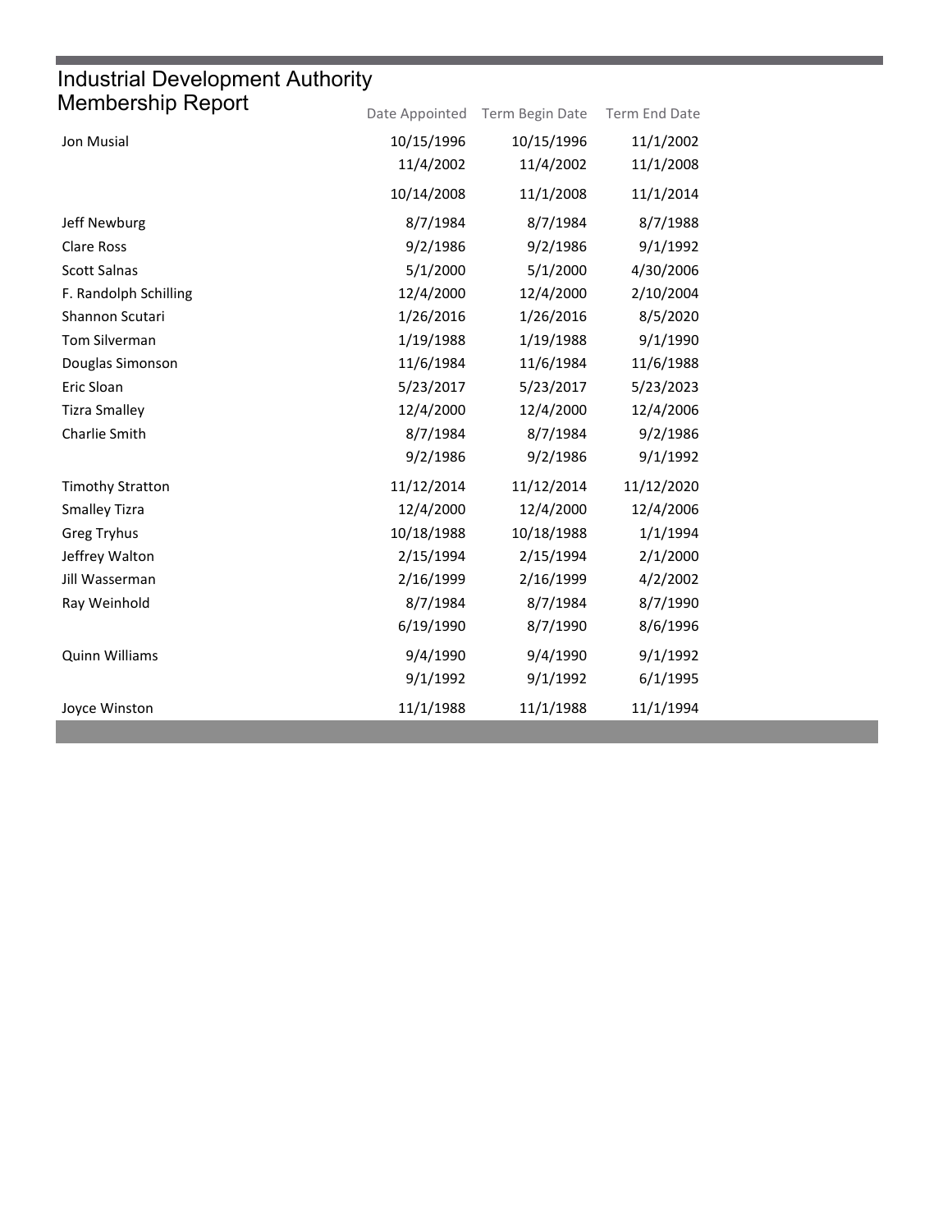# Industrial Development Authority Membership Report

| | Date Appointed | Term Begin Date | Term End Date |
|---|---|---|---|
| Jon Musial | 10/15/1996 | 10/15/1996 | 11/1/2002 |
| | 11/4/2002 | 11/4/2002 | 11/1/2008 |
| | 10/14/2008 | 11/1/2008 | 11/1/2014 |
| Jeff Newburg | 8/7/1984 | 8/7/1984 | 8/7/1988 |
| Clare Ross | 9/2/1986 | 9/2/1986 | 9/1/1992 |
| Scott Salnas | 5/1/2000 | 5/1/2000 | 4/30/2006 |
| F. Randolph Schilling | 12/4/2000 | 12/4/2000 | 2/10/2004 |
| Shannon Scutari | 1/26/2016 | 1/26/2016 | 8/5/2020 |
| Tom Silverman | 1/19/1988 | 1/19/1988 | 9/1/1990 |
| Douglas Simonson | 11/6/1984 | 11/6/1984 | 11/6/1988 |
| Eric Sloan | 5/23/2017 | 5/23/2017 | 5/23/2023 |
| Tizra Smalley | 12/4/2000 | 12/4/2000 | 12/4/2006 |
| Charlie Smith | 8/7/1984 | 8/7/1984 | 9/2/1986 |
| | 9/2/1986 | 9/2/1986 | 9/1/1992 |
| Timothy Stratton | 11/12/2014 | 11/12/2014 | 11/12/2020 |
| Smalley Tizra | 12/4/2000 | 12/4/2000 | 12/4/2006 |
| Greg Tryhus | 10/18/1988 | 10/18/1988 | 1/1/1994 |
| Jeffrey Walton | 2/15/1994 | 2/15/1994 | 2/1/2000 |
| Jill Wasserman | 2/16/1999 | 2/16/1999 | 4/2/2002 |
| Ray Weinhold | 8/7/1984 | 8/7/1984 | 8/7/1990 |
| | 6/19/1990 | 8/7/1990 | 8/6/1996 |
| Quinn Williams | 9/4/1990 | 9/4/1990 | 9/1/1992 |
| | 9/1/1992 | 9/1/1992 | 6/1/1995 |
| Joyce Winston | 11/1/1988 | 11/1/1988 | 11/1/1994 |